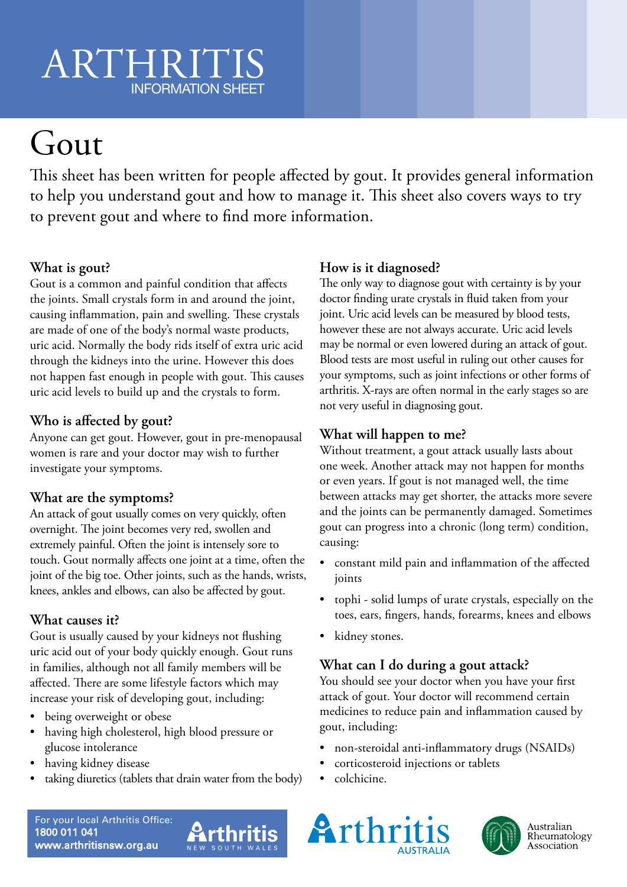# ARTHRITIS
INFORMATION SHEET

# Gout

This sheet has been written for people affected by gout. It provides general information to help you understand gout and how to manage it. This sheet also covers ways to try to prevent gout and where to find more information.

## What is gout?

Gout is a common and painful condition that affects the joints. Small crystals form in and around the joint, causing inflammation, pain and swelling. These crystals are made of one of the body's normal waste products, uric acid. Normally the body rids itself of extra uric acid through the kidneys into the urine. However this does not happen fast enough in people with gout. This causes uric acid levels to build up and the crystals to form.

## Who is affected by gout?

Anyone can get gout. However, gout in pre-menopausal women is rare and your doctor may wish to further investigate your symptoms.

## What are the symptoms?

An attack of gout usually comes on very quickly, often overnight. The joint becomes very red, swollen and extremely painful. Often the joint is intensely sore to touch. Gout normally affects one joint at a time, often the joint of the big toe. Other joints, such as the hands, wrists, knees, ankles and elbows, can also be affected by gout.

## What causes it?

Gout is usually caused by your kidneys not flushing uric acid out of your body quickly enough. Gout runs in families, although not all family members will be affected. There are some lifestyle factors which may increase your risk of developing gout, including:

- being overweight or obese
- having high cholesterol, high blood pressure or glucose intolerance
- having kidney disease
- taking diuretics (tablets that drain water from the body)

## How is it diagnosed?

The only way to diagnose gout with certainty is by your doctor finding urate crystals in fluid taken from your joint. Uric acid levels can be measured by blood tests, however these are not always accurate. Uric acid levels may be normal or even lowered during an attack of gout. Blood tests are most useful in ruling out other causes for your symptoms, such as joint infections or other forms of arthritis. X-rays are often normal in the early stages so are not very useful in diagnosing gout.

## What will happen to me?

Without treatment, a gout attack usually lasts about one week. Another attack may not happen for months or even years. If gout is not managed well, the time between attacks may get shorter, the attacks more severe and the joints can be permanently damaged. Sometimes gout can progress into a chronic (long term) condition, causing:

- constant mild pain and inflammation of the affected joints
- tophi - solid lumps of urate crystals, especially on the toes, ears, fingers, hands, forearms, knees and elbows
- kidney stones.

## What can I do during a gout attack?

You should see your doctor when you have your first attack of gout. Your doctor will recommend certain medicines to reduce pain and inflammation caused by gout, including:

- non-steroidal anti-inflammatory drugs (NSAIDs)
- corticosteroid injections or tablets
- colchicine.

For your local Arthritis Office:
**1800 011 041**
**www.arthritisnsw.org.au**

Arthritis New South Wales | Arthritis Australia | Australian Rheumatology Association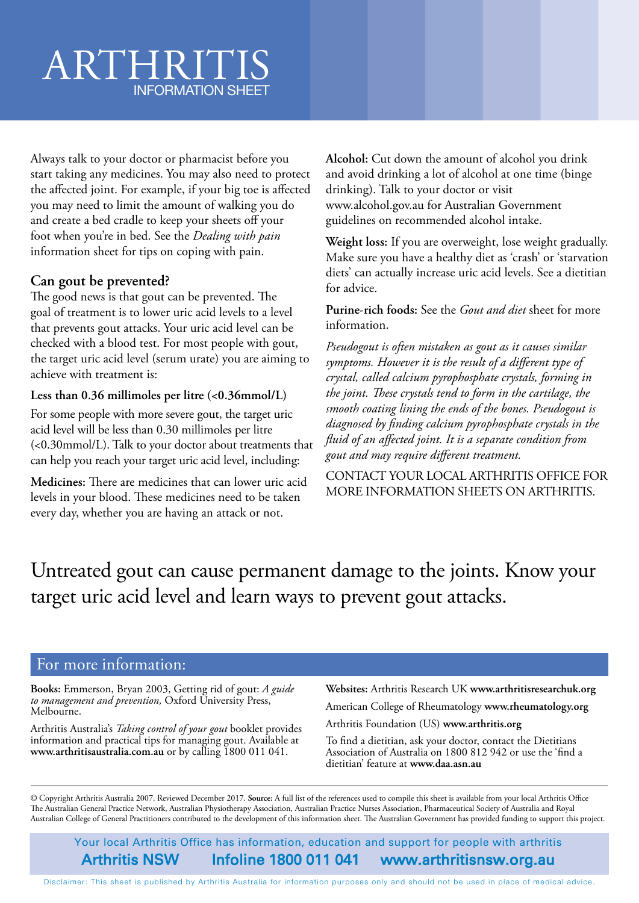# ARTHRITIS
INFORMATION SHEET

Always talk to your doctor or pharmacist before you start taking any medicines. You may also need to protect the affected joint. For example, if your big toe is affected you may need to limit the amount of walking you do and create a bed cradle to keep your sheets off your foot when you're in bed. See the *Dealing with pain* information sheet for tips on coping with pain.

### Can gout be prevented?

The good news is that gout can be prevented. The goal of treatment is to lower uric acid levels to a level that prevents gout attacks. Your uric acid level can be checked with a blood test. For most people with gout, the target uric acid level (serum urate) you are aiming to achieve with treatment is:

**Less than 0.36 millimoles per litre (<0.36mmol/L)**

For some people with more severe gout, the target uric acid level will be less than 0.30 millimoles per litre (<0.30mmol/L). Talk to your doctor about treatments that can help you reach your target uric acid level, including:

**Medicines:** There are medicines that can lower uric acid levels in your blood. These medicines need to be taken every day, whether you are having an attack or not.

**Alcohol:** Cut down the amount of alcohol you drink and avoid drinking a lot of alcohol at one time (binge drinking). Talk to your doctor or visit www.alcohol.gov.au for Australian Government guidelines on recommended alcohol intake.

**Weight loss:** If you are overweight, lose weight gradually. Make sure you have a healthy diet as 'crash' or 'starvation diets' can actually increase uric acid levels. See a dietitian for advice.

**Purine-rich foods:** See the *Gout and diet* sheet for more information.

*Pseudogout is often mistaken as gout as it causes similar symptoms. However it is the result of a different type of crystal, called calcium pyrophosphate crystals, forming in the joint. These crystals tend to form in the cartilage, the smooth coating lining the ends of the bones. Pseudogout is diagnosed by finding calcium pyrophosphate crystals in the fluid of an affected joint. It is a separate condition from gout and may require different treatment.*

CONTACT YOUR LOCAL ARTHRITIS OFFICE FOR MORE INFORMATION SHEETS ON ARTHRITIS.

Untreated gout can cause permanent damage to the joints. Know your target uric acid level and learn ways to prevent gout attacks.

## For more information:

**Books:** Emmerson, Bryan 2003, Getting rid of gout: *A guide to management and prevention,* Oxford University Press, Melbourne.

Arthritis Australia's *Taking control of your gout* booklet provides information and practical tips for managing gout. Available at **www.arthritisaustralia.com.au** or by calling 1800 011 041.

**Websites:** Arthritis Research UK **www.arthritisresearchuk.org**

American College of Rheumatology **www.rheumatology.org**

Arthritis Foundation (US) **www.arthritis.org**

To find a dietitian, ask your doctor, contact the Dietitians Association of Australia on 1800 812 942 or use the 'find a dietitian' feature at **www.daa.asn.au**

© Copyright Arthritis Australia 2007. Reviewed December 2017. **Source:** A full list of the references used to compile this sheet is available from your local Arthritis Office The Australian General Practice Network, Australian Physiotherapy Association, Australian Practice Nurses Association, Pharmaceutical Society of Australia and Royal Australian College of General Practitioners contributed to the development of this information sheet. The Australian Government has provided funding to support this project.

Your local Arthritis Office has information, education and support for people with arthritis

**Arthritis NSW Infoline 1800 011 041 www.arthritisnsw.org.au**

Disclaimer: This sheet is published by Arthritis Australia for information purposes only and should not be used in place of medical advice.